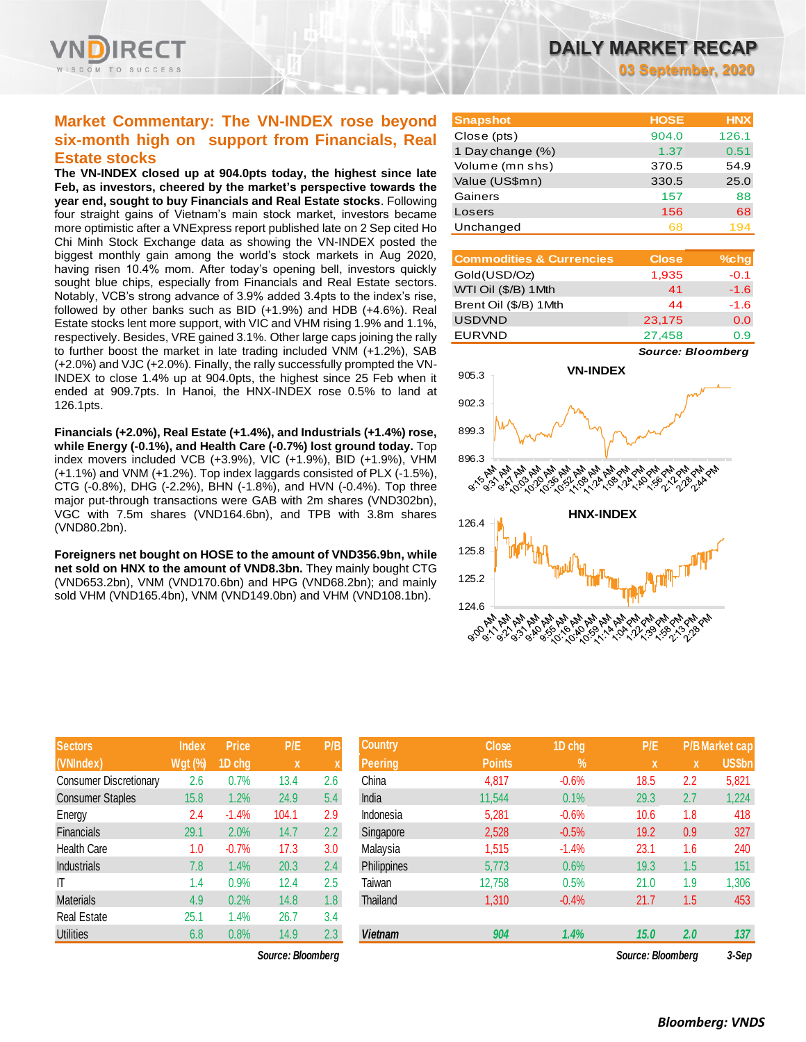# DAILY MARKET RECAP

**03 September, 2020**

## Market Commentary: The VN-INDEX rose beyond six-month high on support from Financials, Real Estate stocks

**The VN-INDEX closed up at 904.0pts today, the highest since late Feb, as investors, cheered by the market's perspective towards the year end, sought to buy Financials and Real Estate stocks**. Following four straight gains of Vietnam's main stock market, investors became more optimistic after a VNExpress report published late on 2 Sep cited Ho Chi Minh Stock Exchange data as showing the VN-INDEX posted the biggest monthly gain among the world's stock markets in Aug 2020, having risen 10.4% mom. After today's opening bell, investors quickly sought blue chips, especially from Financials and Real Estate sectors. Notably, VCB's strong advance of 3.9% added 3.4pts to the index's rise, followed by other banks such as BID (+1.9%) and HDB (+4.6%). Real Estate stocks lent more support, with VIC and VHM rising 1.9% and 1.1%, respectively. Besides, VRE gained 3.1%. Other large caps joining the rally to further boost the market in late trading included VNM (+1.2%), SAB (+2.0%) and VJC (+2.0%). Finally, the rally successfully prompted the VN-INDEX to close 1.4% up at 904.0pts, the highest since 25 Feb when it ended at 909.7pts. In Hanoi, the HNX-INDEX rose 0.5% to land at 126.1pts.

**Financials (+2.0%), Real Estate (+1.4%), and Industrials (+1.4%) rose, while Energy (-0.1%), and Health Care (-0.7%) lost ground today.** Top index movers included VCB (+3.9%), VIC (+1.9%), BID (+1.9%), VHM (+1.1%) and VNM (+1.2%). Top index laggards consisted of PLX (-1.5%), CTG (-0.8%), DHG (-2.2%), BHN (-1.8%), and HVN (-0.4%). Top three major put-through transactions were GAB with 2m shares (VND302bn), VGC with 7.5m shares (VND164.6bn), and TPB with 3.8m shares (VND80.2bn).

**Foreigners net bought on HOSE to the amount of VND356.9bn, while net sold on HNX to the amount of VND8.3bn.** They mainly bought CTG (VND653.2bn), VNM (VND170.6bn) and HPG (VND68.2bn); and mainly sold VHM (VND165.4bn), VNM (VND149.0bn) and VHM (VND108.1bn).

| Snapshot | HOSE | HNX |
|---|---|---|
| Close (pts) | 904.0 | 126.1 |
| 1 Day change (%) | 1.37 | 0.51 |
| Volume (mn shs) | 370.5 | 54.9 |
| Value (US$mn) | 330.5 | 25.0 |
| Gainers | 157 | 88 |
| Losers | 156 | 68 |
| Unchanged | 68 | 194 |

| Commodities & Currencies | Close | %chg |
|---|---|---|
| Gold(USD/Oz) | 1,935 | -0.1 |
| WTI Oil ($/B) 1Mth | 41 | -1.6 |
| Brent Oil ($/B) 1Mth | 44 | -1.6 |
| USDVND | 23,175 | 0.0 |
| EURVND | 27,458 | 0.9 |

Source: Bloomberg

| Sectors (VNIndex) | Index Wgt (%) | Price 1D chg | P/E x | P/B x |
|---|---|---|---|---|
| Consumer Discretionary | 2.6 | 0.7% | 13.4 | 2.6 |
| Consumer Staples | 15.8 | 1.2% | 24.9 | 5.4 |
| Energy | 2.4 | -1.4% | 104.1 | 2.9 |
| Financials | 29.1 | 2.0% | 14.7 | 2.2 |
| Health Care | 1.0 | -0.7% | 17.3 | 3.0 |
| Industrials | 7.8 | 1.4% | 20.3 | 2.4 |
| IT | 1.4 | 0.9% | 12.4 | 2.5 |
| Materials | 4.9 | 0.2% | 14.8 | 1.8 |
| Real Estate | 25.1 | 1.4% | 26.7 | 3.4 |
| Utilities | 6.8 | 0.8% | 14.9 | 2.3 |

Source: Bloomberg

| Country Peering | Close Points | 1D chg % | P/E x | P/B x | Market cap US$bn |
|---|---|---|---|---|---|
| China | 4,817 | -0.6% | 18.5 | 2.2 | 5,821 |
| India | 11,544 | 0.1% | 29.3 | 2.7 | 1,224 |
| Indonesia | 5,281 | -0.6% | 10.6 | 1.8 | 418 |
| Singapore | 2,528 | -0.5% | 19.2 | 0.9 | 327 |
| Malaysia | 1,515 | -1.4% | 23.1 | 1.6 | 240 |
| Philippines | 5,773 | 0.6% | 19.3 | 1.5 | 151 |
| Taiwan | 12,758 | 0.5% | 21.0 | 1.9 | 1,306 |
| Thailand | 1,310 | -0.4% | 21.7 | 1.5 | 453 |
| ***Vietnam*** | ***904*** | ***1.4%*** | ***15.0*** | ***2.0*** | ***137*** |

Source: Bloomberg 3-Sep

***Bloomberg: VNDS***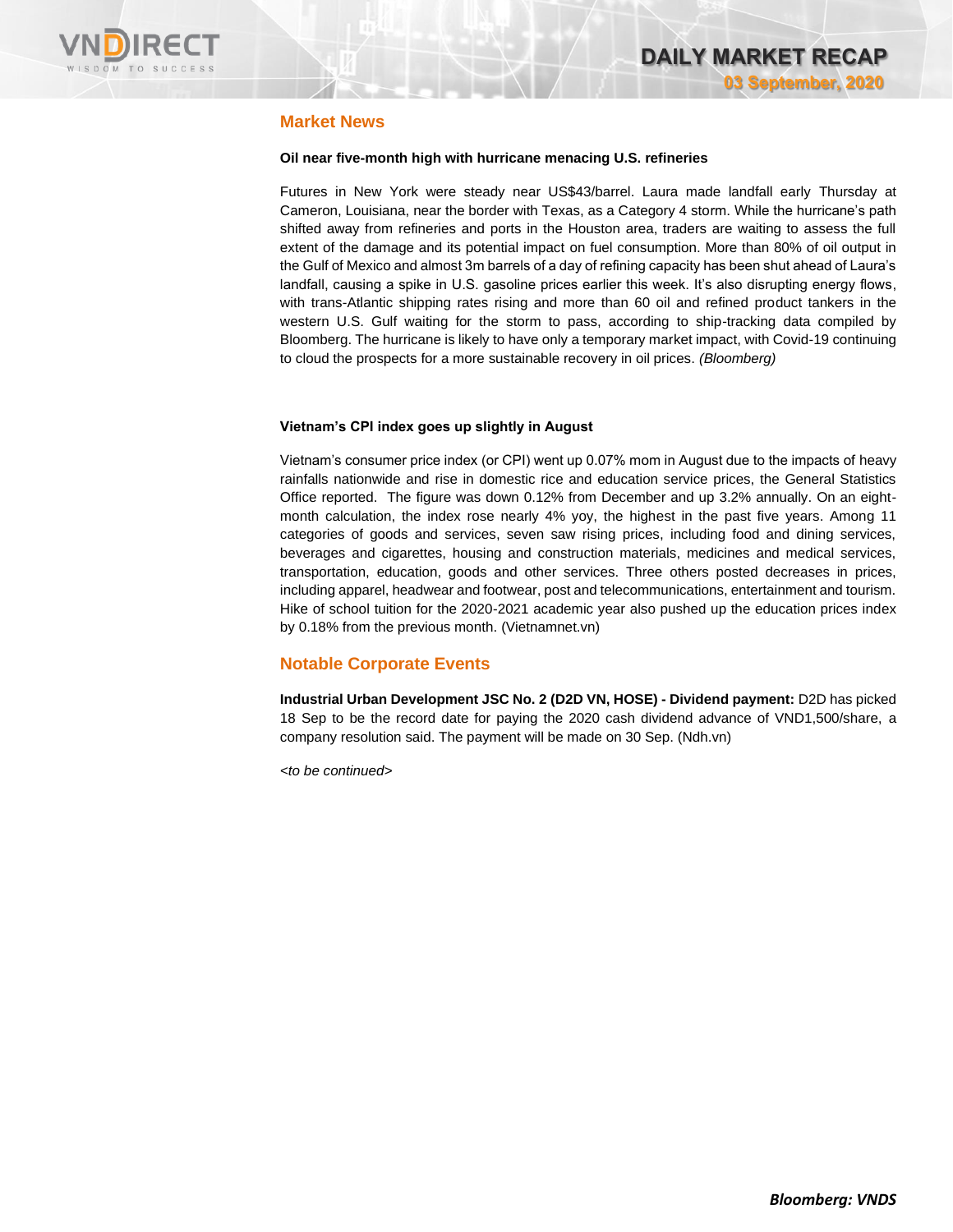## Market News

**Oil near five-month high with hurricane menacing U.S. refineries**

Futures in New York were steady near US$43/barrel. Laura made landfall early Thursday at Cameron, Louisiana, near the border with Texas, as a Category 4 storm. While the hurricane's path shifted away from refineries and ports in the Houston area, traders are waiting to assess the full extent of the damage and its potential impact on fuel consumption. More than 80% of oil output in the Gulf of Mexico and almost 3m barrels of a day of refining capacity has been shut ahead of Laura's landfall, causing a spike in U.S. gasoline prices earlier this week. It's also disrupting energy flows, with trans-Atlantic shipping rates rising and more than 60 oil and refined product tankers in the western U.S. Gulf waiting for the storm to pass, according to ship-tracking data compiled by Bloomberg. The hurricane is likely to have only a temporary market impact, with Covid-19 continuing to cloud the prospects for a more sustainable recovery in oil prices. *(Bloomberg)*

**Vietnam's CPI index goes up slightly in August**

Vietnam's consumer price index (or CPI) went up 0.07% mom in August due to the impacts of heavy rainfalls nationwide and rise in domestic rice and education service prices, the General Statistics Office reported. The figure was down 0.12% from December and up 3.2% annually. On an eight-month calculation, the index rose nearly 4% yoy, the highest in the past five years. Among 11 categories of goods and services, seven saw rising prices, including food and dining services, beverages and cigarettes, housing and construction materials, medicines and medical services, transportation, education, goods and other services. Three others posted decreases in prices, including apparel, headwear and footwear, post and telecommunications, entertainment and tourism. Hike of school tuition for the 2020-2021 academic year also pushed up the education prices index by 0.18% from the previous month. (Vietnamnet.vn)

## Notable Corporate Events

**Industrial Urban Development JSC No. 2 (D2D VN, HOSE) - Dividend payment:** D2D has picked 18 Sep to be the record date for paying the 2020 cash dividend advance of VND1,500/share, a company resolution said. The payment will be made on 30 Sep. (Ndh.vn)

*<to be continued>*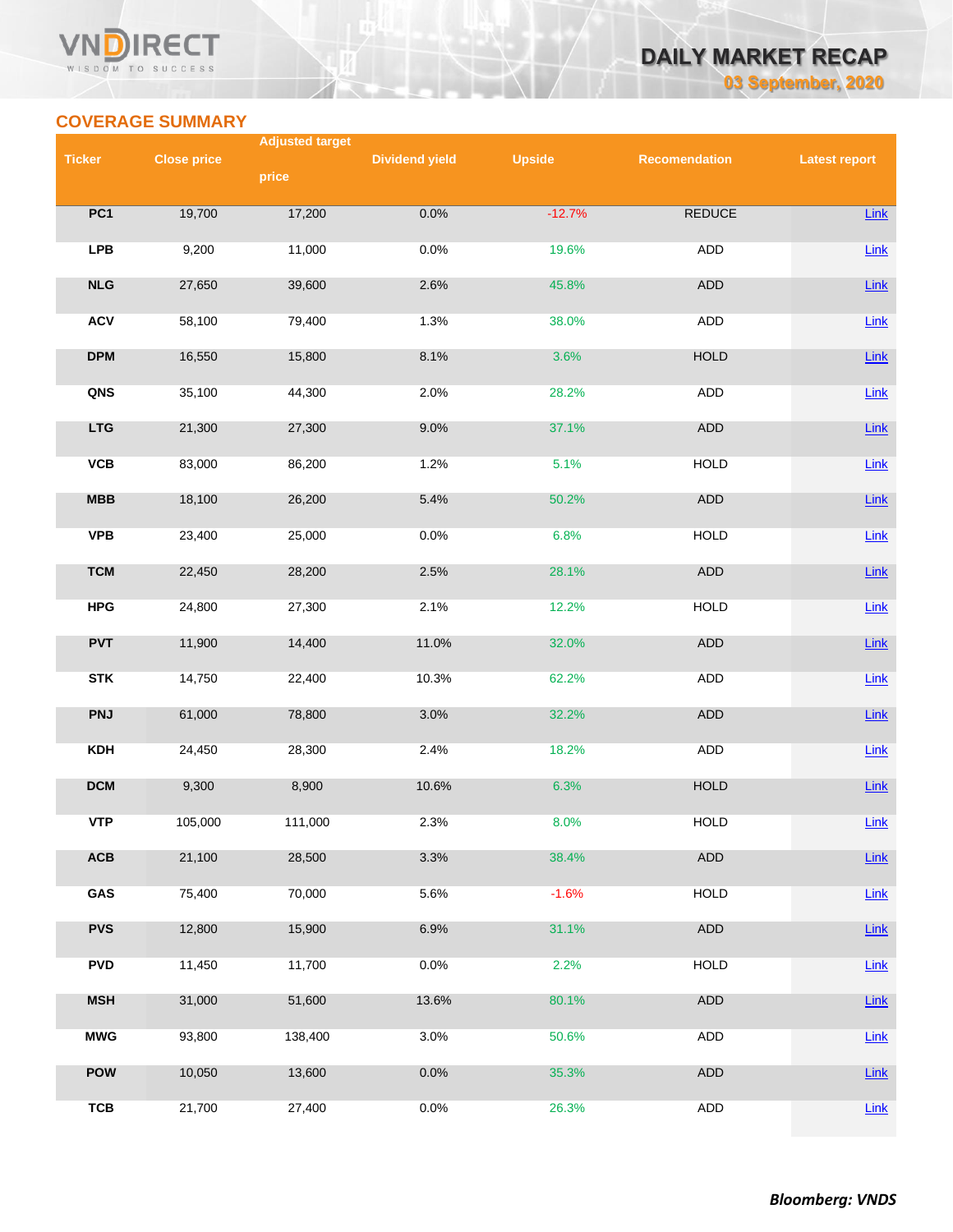## COVERAGE SUMMARY

| Ticker | Close price | Adjusted target price | Dividend yield | Upside | Recomendation | Latest report |
|---|---|---|---|---|---|---|
| PC1 | 19,700 | 17,200 | 0.0% | -12.7% | REDUCE | Link |
| LPB | 9,200 | 11,000 | 0.0% | 19.6% | ADD | Link |
| NLG | 27,650 | 39,600 | 2.6% | 45.8% | ADD | Link |
| ACV | 58,100 | 79,400 | 1.3% | 38.0% | ADD | Link |
| DPM | 16,550 | 15,800 | 8.1% | 3.6% | HOLD | Link |
| QNS | 35,100 | 44,300 | 2.0% | 28.2% | ADD | Link |
| LTG | 21,300 | 27,300 | 9.0% | 37.1% | ADD | Link |
| VCB | 83,000 | 86,200 | 1.2% | 5.1% | HOLD | Link |
| MBB | 18,100 | 26,200 | 5.4% | 50.2% | ADD | Link |
| VPB | 23,400 | 25,000 | 0.0% | 6.8% | HOLD | Link |
| TCM | 22,450 | 28,200 | 2.5% | 28.1% | ADD | Link |
| HPG | 24,800 | 27,300 | 2.1% | 12.2% | HOLD | Link |
| PVT | 11,900 | 14,400 | 11.0% | 32.0% | ADD | Link |
| STK | 14,750 | 22,400 | 10.3% | 62.2% | ADD | Link |
| PNJ | 61,000 | 78,800 | 3.0% | 32.2% | ADD | Link |
| KDH | 24,450 | 28,300 | 2.4% | 18.2% | ADD | Link |
| DCM | 9,300 | 8,900 | 10.6% | 6.3% | HOLD | Link |
| VTP | 105,000 | 111,000 | 2.3% | 8.0% | HOLD | Link |
| ACB | 21,100 | 28,500 | 3.3% | 38.4% | ADD | Link |
| GAS | 75,400 | 70,000 | 5.6% | -1.6% | HOLD | Link |
| PVS | 12,800 | 15,900 | 6.9% | 31.1% | ADD | Link |
| PVD | 11,450 | 11,700 | 0.0% | 2.2% | HOLD | Link |
| MSH | 31,000 | 51,600 | 13.6% | 80.1% | ADD | Link |
| MWG | 93,800 | 138,400 | 3.0% | 50.6% | ADD | Link |
| POW | 10,050 | 13,600 | 0.0% | 35.3% | ADD | Link |
| TCB | 21,700 | 27,400 | 0.0% | 26.3% | ADD | Link |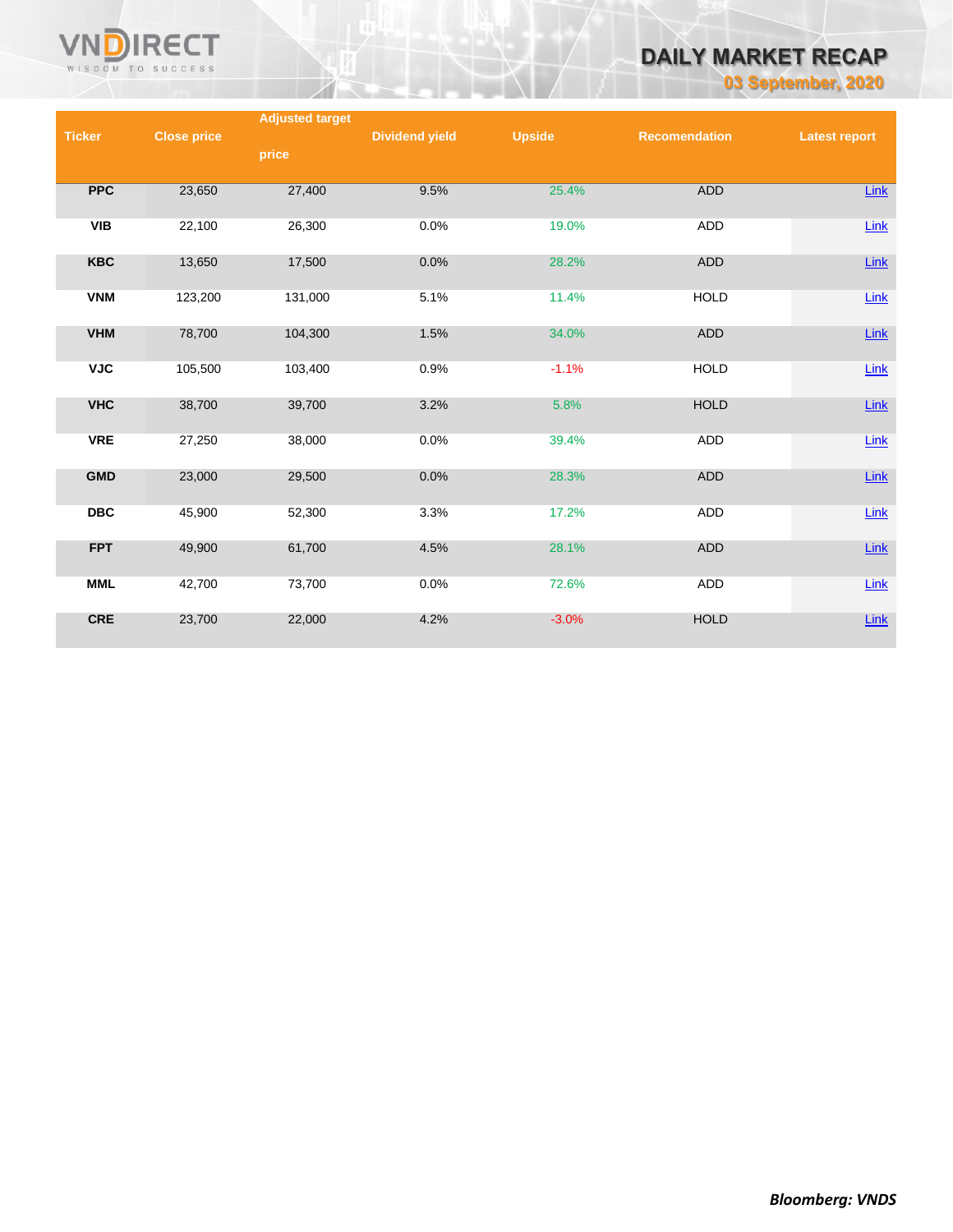| Ticker | Close price | Adjusted target price | Dividend yield | Upside | Recomendation | Latest report |
|---|---|---|---|---|---|---|
| PPC | 23,650 | 27,400 | 9.5% | 25.4% | ADD | Link |
| VIB | 22,100 | 26,300 | 0.0% | 19.0% | ADD | Link |
| KBC | 13,650 | 17,500 | 0.0% | 28.2% | ADD | Link |
| VNM | 123,200 | 131,000 | 5.1% | 11.4% | HOLD | Link |
| VHM | 78,700 | 104,300 | 1.5% | 34.0% | ADD | Link |
| VJC | 105,500 | 103,400 | 0.9% | -1.1% | HOLD | Link |
| VHC | 38,700 | 39,700 | 3.2% | 5.8% | HOLD | Link |
| VRE | 27,250 | 38,000 | 0.0% | 39.4% | ADD | Link |
| GMD | 23,000 | 29,500 | 0.0% | 28.3% | ADD | Link |
| DBC | 45,900 | 52,300 | 3.3% | 17.2% | ADD | Link |
| FPT | 49,900 | 61,700 | 4.5% | 28.1% | ADD | Link |
| MML | 42,700 | 73,700 | 0.0% | 72.6% | ADD | Link |
| CRE | 23,700 | 22,000 | 4.2% | -3.0% | HOLD | Link |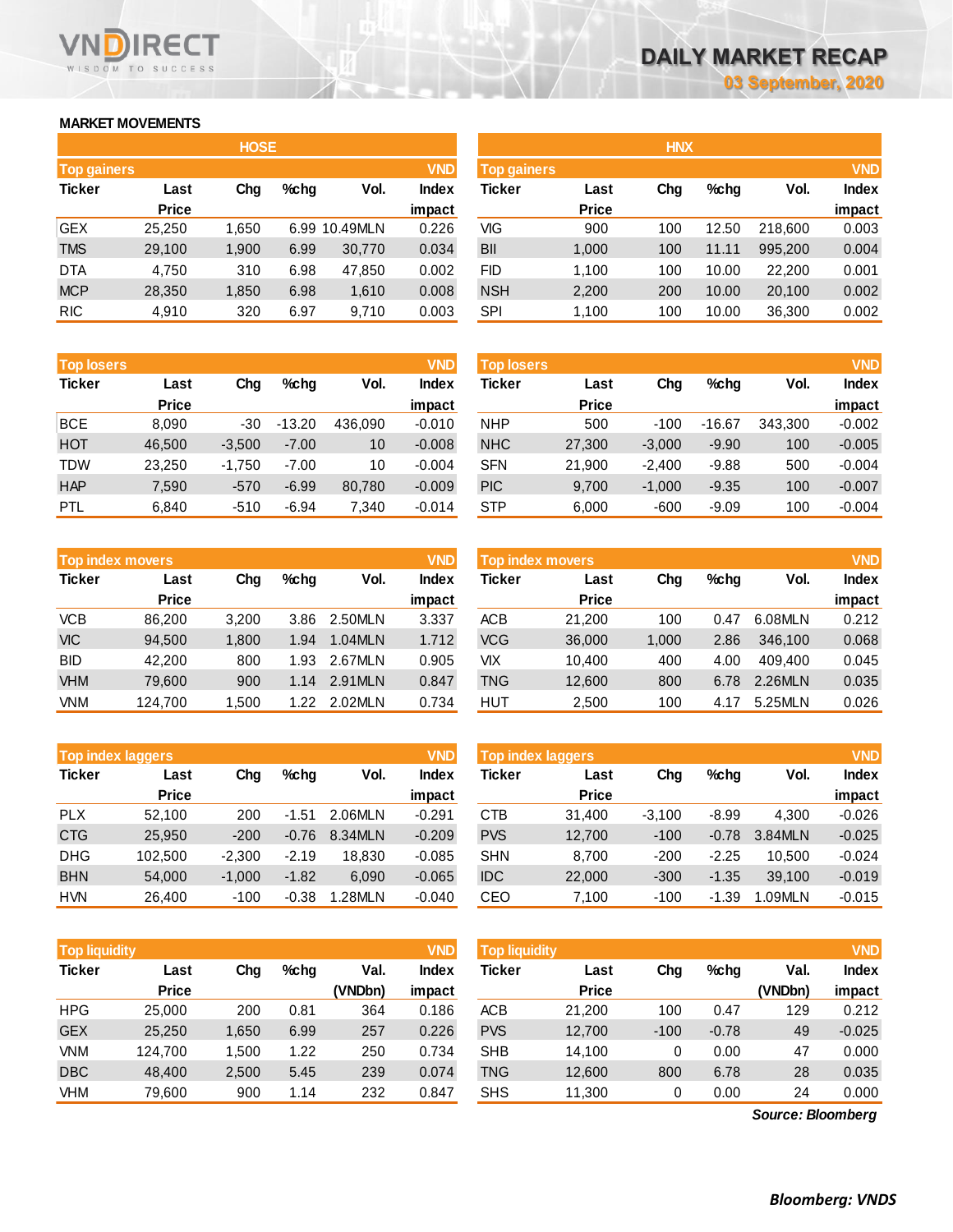# DAILY MARKET RECAP

**03 September, 2020**

## MARKET MOVEMENTS

### HOSE

**Top gainers** (VND)

| Ticker | Last Price | Chg | %chg | Vol. | Index impact |
|---|---|---|---|---|---|
| GEX | 25,250 | 1,650 | 6.99 | 10.49MLN | 0.226 |
| TMS | 29,100 | 1,900 | 6.99 | 30,770 | 0.034 |
| DTA | 4,750 | 310 | 6.98 | 47,850 | 0.002 |
| MCP | 28,350 | 1,850 | 6.98 | 1,610 | 0.008 |
| RIC | 4,910 | 320 | 6.97 | 9,710 | 0.003 |

**Top losers** (VND)

| Ticker | Last Price | Chg | %chg | Vol. | Index impact |
|---|---|---|---|---|---|
| BCE | 8,090 | -30 | -13.20 | 436,090 | -0.010 |
| HOT | 46,500 | -3,500 | -7.00 | 10 | -0.008 |
| TDW | 23,250 | -1,750 | -7.00 | 10 | -0.004 |
| HAP | 7,590 | -570 | -6.99 | 80,780 | -0.009 |
| PTL | 6,840 | -510 | -6.94 | 7,340 | -0.014 |

**Top index movers** (VND)

| Ticker | Last Price | Chg | %chg | Vol. | Index impact |
|---|---|---|---|---|---|
| VCB | 86,200 | 3,200 | 3.86 | 2.50MLN | 3.337 |
| VIC | 94,500 | 1,800 | 1.94 | 1.04MLN | 1.712 |
| BID | 42,200 | 800 | 1.93 | 2.67MLN | 0.905 |
| VHM | 79,600 | 900 | 1.14 | 2.91MLN | 0.847 |
| VNM | 124,700 | 1,500 | 1.22 | 2.02MLN | 0.734 |

**Top index laggers** (VND)

| Ticker | Last Price | Chg | %chg | Vol. | Index impact |
|---|---|---|---|---|---|
| PLX | 52,100 | 200 | -1.51 | 2.06MLN | -0.291 |
| CTG | 25,950 | -200 | -0.76 | 8.34MLN | -0.209 |
| DHG | 102,500 | -2,300 | -2.19 | 18,830 | -0.085 |
| BHN | 54,000 | -1,000 | -1.82 | 6,090 | -0.065 |
| HVN | 26,400 | -100 | -0.38 | 1.28MLN | -0.040 |

**Top liquidity** (VND)

| Ticker | Last Price | Chg | %chg | Val. (VNDbn) | Index impact |
|---|---|---|---|---|---|
| HPG | 25,000 | 200 | 0.81 | 364 | 0.186 |
| GEX | 25,250 | 1,650 | 6.99 | 257 | 0.226 |
| VNM | 124,700 | 1,500 | 1.22 | 250 | 0.734 |
| DBC | 48,400 | 2,500 | 5.45 | 239 | 0.074 |
| VHM | 79,600 | 900 | 1.14 | 232 | 0.847 |

### HNX

**Top gainers** (VND)

| Ticker | Last Price | Chg | %chg | Vol. | Index impact |
|---|---|---|---|---|---|
| VIG | 900 | 100 | 12.50 | 218,600 | 0.003 |
| BII | 1,000 | 100 | 11.11 | 995,200 | 0.004 |
| FID | 1,100 | 100 | 10.00 | 22,200 | 0.001 |
| NSH | 2,200 | 200 | 10.00 | 20,100 | 0.002 |
| SPI | 1,100 | 100 | 10.00 | 36,300 | 0.002 |

**Top losers** (VND)

| Ticker | Last Price | Chg | %chg | Vol. | Index impact |
|---|---|---|---|---|---|
| NHP | 500 | -100 | -16.67 | 343,300 | -0.002 |
| NHC | 27,300 | -3,000 | -9.90 | 100 | -0.005 |
| SFN | 21,900 | -2,400 | -9.88 | 500 | -0.004 |
| PIC | 9,700 | -1,000 | -9.35 | 100 | -0.007 |
| STP | 6,000 | -600 | -9.09 | 100 | -0.004 |

**Top index movers** (VND)

| Ticker | Last Price | Chg | %chg | Vol. | Index impact |
|---|---|---|---|---|---|
| ACB | 21,200 | 100 | 0.47 | 6.08MLN | 0.212 |
| VCG | 36,000 | 1,000 | 2.86 | 346,100 | 0.068 |
| VIX | 10,400 | 400 | 4.00 | 409,400 | 0.045 |
| TNG | 12,600 | 800 | 6.78 | 2.26MLN | 0.035 |
| HUT | 2,500 | 100 | 4.17 | 5.25MLN | 0.026 |

**Top index laggers** (VND)

| Ticker | Last Price | Chg | %chg | Vol. | Index impact |
|---|---|---|---|---|---|
| CTB | 31,400 | -3,100 | -8.99 | 4,300 | -0.026 |
| PVS | 12,700 | -100 | -0.78 | 3.84MLN | -0.025 |
| SHN | 8,700 | -200 | -2.25 | 10,500 | -0.024 |
| IDC | 22,000 | -300 | -1.35 | 39,100 | -0.019 |
| CEO | 7,100 | -100 | -1.39 | 1.09MLN | -0.015 |

**Top liquidity** (VND)

| Ticker | Last Price | Chg | %chg | Val. (VNDbn) | Index impact |
|---|---|---|---|---|---|
| ACB | 21,200 | 100 | 0.47 | 129 | 0.212 |
| PVS | 12,700 | -100 | -0.78 | 49 | -0.025 |
| SHB | 14,100 | 0 | 0.00 | 47 | 0.000 |
| TNG | 12,600 | 800 | 6.78 | 28 | 0.035 |
| SHS | 11,300 | 0 | 0.00 | 24 | 0.000 |

*Source: Bloomberg*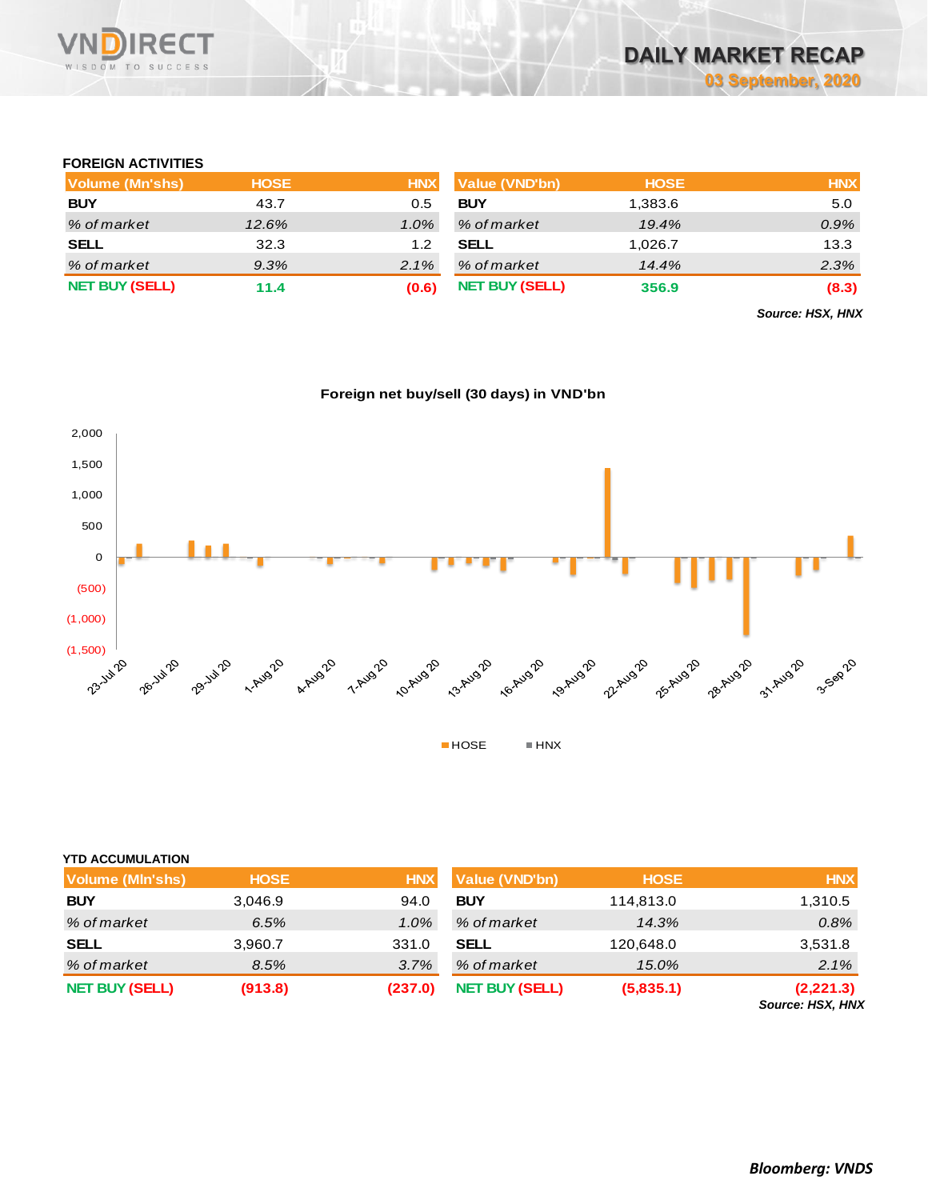### FOREIGN ACTIVITIES

| Volume (Mn'shs) | HOSE | HNX |
|---|---|---|
| **BUY** | 43.7 | 0.5 |
| *% of market* | *12.6%* | *1.0%* |
| **SELL** | 32.3 | 1.2 |
| *% of market* | *9.3%* | *2.1%* |
| **NET BUY (SELL)** | **11.4** | **(0.6)** |

| Value (VND'bn) | HOSE | HNX |
|---|---|---|
| **BUY** | 1,383.6 | 5.0 |
| *% of market* | *19.4%* | *0.9%* |
| **SELL** | 1,026.7 | 13.3 |
| *% of market* | *14.4%* | *2.3%* |
| **NET BUY (SELL)** | **356.9** | **(8.3)** |

***Source: HSX, HNX***

**Foreign net buy/sell (30 days) in VND'bn**

### YTD ACCUMULATION

| Volume (MIn'shs) | HOSE | HNX |
|---|---|---|
| **BUY** | 3,046.9 | 94.0 |
| *% of market* | *6.5%* | *1.0%* |
| **SELL** | 3,960.7 | 331.0 |
| *% of market* | *8.5%* | *3.7%* |
| **NET BUY (SELL)** | **(913.8)** | **(237.0)** |

| Value (VND'bn) | HOSE | HNX |
|---|---|---|
| **BUY** | 114,813.0 | 1,310.5 |
| *% of market* | *14.3%* | *0.8%* |
| **SELL** | 120,648.0 | 3,531.8 |
| *% of market* | *15.0%* | *2.1%* |
| **NET BUY (SELL)** | **(5,835.1)** | **(2,221.3)** |

***Source: HSX, HNX***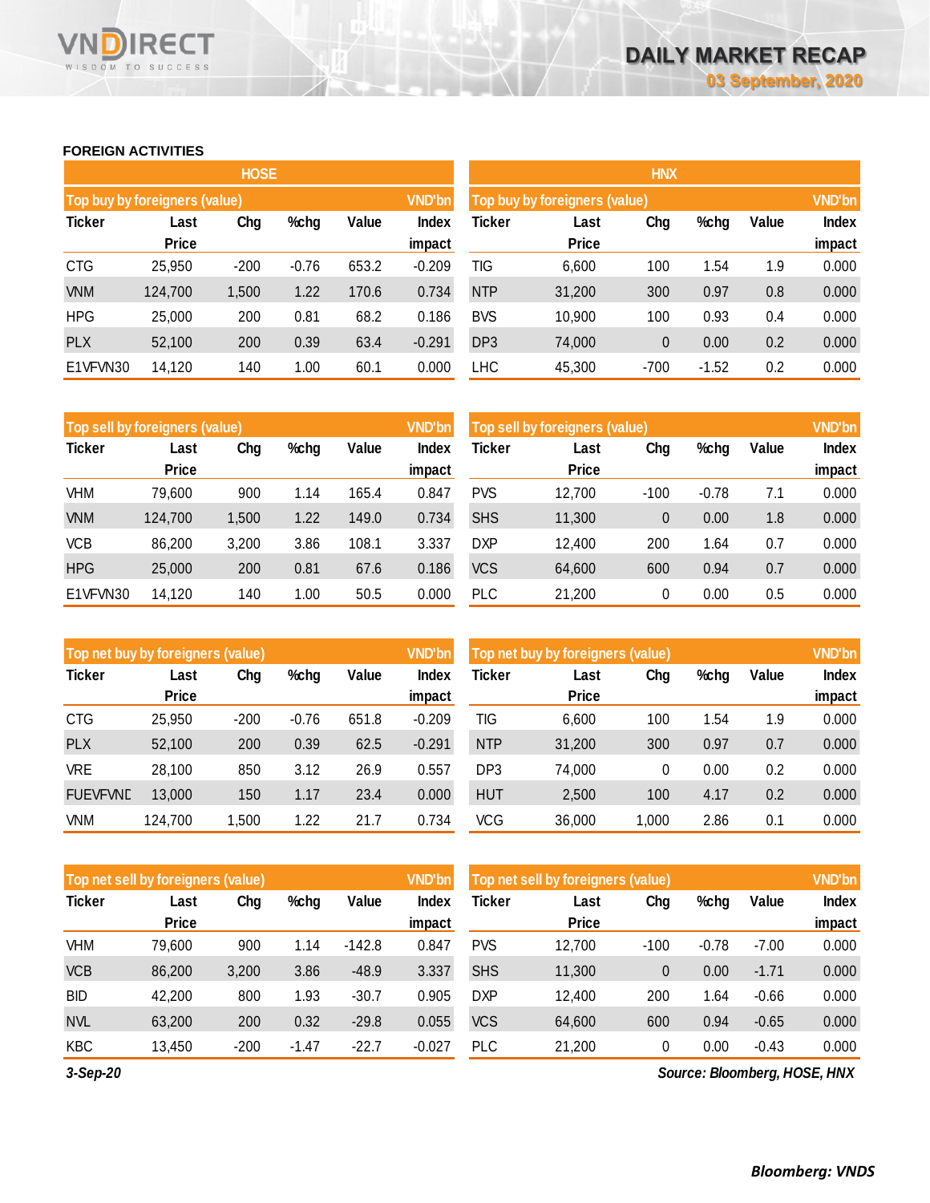# DAILY MARKET RECAP

03 September, 2020

## FOREIGN ACTIVITIES

### HOSE

**Top buy by foreigners (value)** — VND'bn

| Ticker | Last Price | Chg | %chg | Value | Index impact |
|---|---|---|---|---|---|
| CTG | 25,950 | -200 | -0.76 | 653.2 | -0.209 |
| VNM | 124,700 | 1,500 | 1.22 | 170.6 | 0.734 |
| HPG | 25,000 | 200 | 0.81 | 68.2 | 0.186 |
| PLX | 52,100 | 200 | 0.39 | 63.4 | -0.291 |
| E1VFVN30 | 14,120 | 140 | 1.00 | 60.1 | 0.000 |

**Top sell by foreigners (value)** — VND'bn

| Ticker | Last Price | Chg | %chg | Value | Index impact |
|---|---|---|---|---|---|
| VHM | 79,600 | 900 | 1.14 | 165.4 | 0.847 |
| VNM | 124,700 | 1,500 | 1.22 | 149.0 | 0.734 |
| VCB | 86,200 | 3,200 | 3.86 | 108.1 | 3.337 |
| HPG | 25,000 | 200 | 0.81 | 67.6 | 0.186 |
| E1VFVN30 | 14,120 | 140 | 1.00 | 50.5 | 0.000 |

**Top net buy by foreigners (value)** — VND'bn

| Ticker | Last Price | Chg | %chg | Value | Index impact |
|---|---|---|---|---|---|
| CTG | 25,950 | -200 | -0.76 | 651.8 | -0.209 |
| PLX | 52,100 | 200 | 0.39 | 62.5 | -0.291 |
| VRE | 28,100 | 850 | 3.12 | 26.9 | 0.557 |
| FUEVFVND | 13,000 | 150 | 1.17 | 23.4 | 0.000 |
| VNM | 124,700 | 1,500 | 1.22 | 21.7 | 0.734 |

**Top net sell by foreigners (value)** — VND'bn

| Ticker | Last Price | Chg | %chg | Value | Index impact |
|---|---|---|---|---|---|
| VHM | 79,600 | 900 | 1.14 | -142.8 | 0.847 |
| VCB | 86,200 | 3,200 | 3.86 | -48.9 | 3.337 |
| BID | 42,200 | 800 | 1.93 | -30.7 | 0.905 |
| NVL | 63,200 | 200 | 0.32 | -29.8 | 0.055 |
| KBC | 13,450 | -200 | -1.47 | -22.7 | -0.027 |

### HNX

**Top buy by foreigners (value)** — VND'bn

| Ticker | Last Price | Chg | %chg | Value | Index impact |
|---|---|---|---|---|---|
| TIG | 6,600 | 100 | 1.54 | 1.9 | 0.000 |
| NTP | 31,200 | 300 | 0.97 | 0.8 | 0.000 |
| BVS | 10,900 | 100 | 0.93 | 0.4 | 0.000 |
| DP3 | 74,000 | 0 | 0.00 | 0.2 | 0.000 |
| LHC | 45,300 | -700 | -1.52 | 0.2 | 0.000 |

**Top sell by foreigners (value)** — VND'bn

| Ticker | Last Price | Chg | %chg | Value | Index impact |
|---|---|---|---|---|---|
| PVS | 12,700 | -100 | -0.78 | 7.1 | 0.000 |
| SHS | 11,300 | 0 | 0.00 | 1.8 | 0.000 |
| DXP | 12,400 | 200 | 1.64 | 0.7 | 0.000 |
| VCS | 64,600 | 600 | 0.94 | 0.7 | 0.000 |
| PLC | 21,200 | 0 | 0.00 | 0.5 | 0.000 |

**Top net buy by foreigners (value)** — VND'bn

| Ticker | Last Price | Chg | %chg | Value | Index impact |
|---|---|---|---|---|---|
| TIG | 6,600 | 100 | 1.54 | 1.9 | 0.000 |
| NTP | 31,200 | 300 | 0.97 | 0.7 | 0.000 |
| DP3 | 74,000 | 0 | 0.00 | 0.2 | 0.000 |
| HUT | 2,500 | 100 | 4.17 | 0.2 | 0.000 |
| VCG | 36,000 | 1,000 | 2.86 | 0.1 | 0.000 |

**Top net sell by foreigners (value)** — VND'bn

| Ticker | Last Price | Chg | %chg | Value | Index impact |
|---|---|---|---|---|---|
| PVS | 12,700 | -100 | -0.78 | -7.00 | 0.000 |
| SHS | 11,300 | 0 | 0.00 | -1.71 | 0.000 |
| DXP | 12,400 | 200 | 1.64 | -0.66 | 0.000 |
| VCS | 64,600 | 600 | 0.94 | -0.65 | 0.000 |
| PLC | 21,200 | 0 | 0.00 | -0.43 | 0.000 |

*3-Sep-20*

*Source: Bloomberg, HOSE, HNX*

***Bloomberg: VNDS***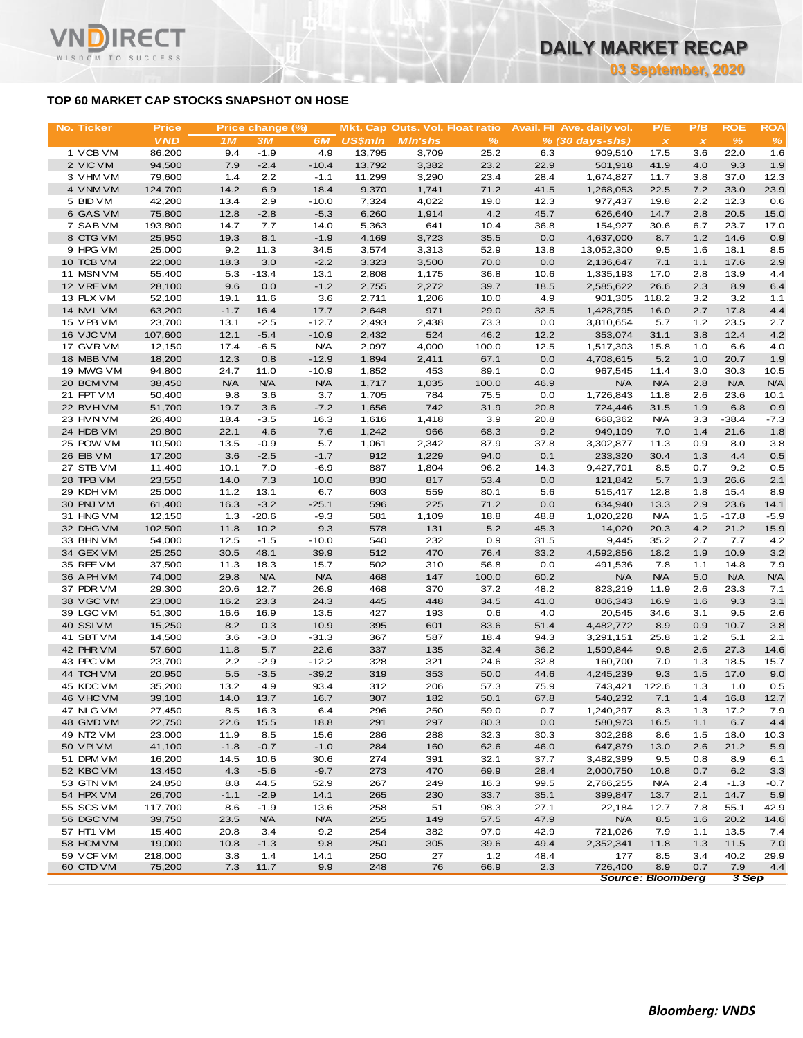## TOP 60 MARKET CAP STOCKS SNAPSHOT ON HOSE

| No. | Ticker | Price | Price change (%) | | | Mkt. Cap | Outs. Vol. | Float ratio | Avail. FII | Ave. daily vol. | P/E | P/B | ROE | ROA |
|---|---|---|---|---|---|---|---|---|---|---|---|---|---|---|
| | | VND | 1M | 3M | 6M | US$mln | Mln'shs | % | % | (30 days-shs) | x | x | % | % |
| 1 | VCB VM | 86,200 | 9.4 | -1.9 | 4.9 | 13,795 | 3,709 | 25.2 | 6.3 | 909,510 | 17.5 | 3.6 | 22.0 | 1.6 |
| 2 | VIC VM | 94,500 | 7.9 | -2.4 | -10.4 | 13,792 | 3,382 | 23.2 | 22.9 | 501,918 | 41.9 | 4.0 | 9.3 | 1.9 |
| 3 | VHM VM | 79,600 | 1.4 | 2.2 | -1.1 | 11,299 | 3,290 | 23.4 | 28.4 | 1,674,827 | 11.7 | 3.8 | 37.0 | 12.3 |
| 4 | VNM VM | 124,700 | 14.2 | 6.9 | 18.4 | 9,370 | 1,741 | 71.2 | 41.5 | 1,268,053 | 22.5 | 7.2 | 33.0 | 23.9 |
| 5 | BID VM | 42,200 | 13.4 | 2.9 | -10.0 | 7,324 | 4,022 | 19.0 | 12.3 | 977,437 | 19.8 | 2.2 | 12.3 | 0.6 |
| 6 | GAS VM | 75,800 | 12.8 | -2.8 | -5.3 | 6,260 | 1,914 | 4.2 | 45.7 | 626,640 | 14.7 | 2.8 | 20.5 | 15.0 |
| 7 | SAB VM | 193,800 | 14.7 | 7.7 | 14.0 | 5,363 | 641 | 10.4 | 36.8 | 154,927 | 30.6 | 6.7 | 23.7 | 17.0 |
| 8 | CTG VM | 25,950 | 19.3 | 8.1 | -1.9 | 4,169 | 3,723 | 35.5 | 0.0 | 4,637,000 | 8.7 | 1.2 | 14.6 | 0.9 |
| 9 | HPG VM | 25,000 | 9.2 | 11.3 | 34.5 | 3,574 | 3,313 | 52.9 | 13.8 | 13,052,300 | 9.5 | 1.6 | 18.1 | 8.5 |
| 10 | TCB VM | 22,000 | 18.3 | 3.0 | -2.2 | 3,323 | 3,500 | 70.0 | 0.0 | 2,136,647 | 7.1 | 1.1 | 17.6 | 2.9 |
| 11 | MSN VM | 55,400 | 5.3 | -13.4 | 13.1 | 2,808 | 1,175 | 36.8 | 10.6 | 1,335,193 | 17.0 | 2.8 | 13.9 | 4.4 |
| 12 | VRE VM | 28,100 | 9.6 | 0.0 | -1.2 | 2,755 | 2,272 | 39.7 | 18.5 | 2,585,622 | 26.6 | 2.3 | 8.9 | 6.4 |
| 13 | PLX VM | 52,100 | 19.1 | 11.6 | 3.6 | 2,711 | 1,206 | 10.0 | 4.9 | 901,305 | 118.2 | 3.2 | 3.2 | 1.1 |
| 14 | NVL VM | 63,200 | -1.7 | 16.4 | 17.7 | 2,648 | 971 | 29.0 | 32.5 | 1,428,795 | 16.0 | 2.7 | 17.8 | 4.4 |
| 15 | VPB VM | 23,700 | 13.1 | -2.5 | -12.7 | 2,493 | 2,438 | 73.3 | 0.0 | 3,810,654 | 5.7 | 1.2 | 23.5 | 2.7 |
| 16 | VJC VM | 107,600 | 12.1 | -5.4 | -10.9 | 2,432 | 524 | 46.2 | 12.2 | 353,074 | 31.1 | 3.8 | 12.4 | 4.2 |
| 17 | GVR VM | 12,150 | 17.4 | -6.5 | N/A | 2,097 | 4,000 | 100.0 | 12.5 | 1,517,303 | 15.8 | 1.0 | 6.6 | 4.0 |
| 18 | MBB VM | 18,200 | 12.3 | 0.8 | -12.9 | 1,894 | 2,411 | 67.1 | 0.0 | 4,708,615 | 5.2 | 1.0 | 20.7 | 1.9 |
| 19 | MWG VM | 94,800 | 24.7 | 11.0 | -10.9 | 1,852 | 453 | 89.1 | 0.0 | 967,545 | 11.4 | 3.0 | 30.3 | 10.5 |
| 20 | BCM VM | 38,450 | N/A | N/A | N/A | 1,717 | 1,035 | 100.0 | 46.9 | N/A | N/A | 2.8 | N/A | N/A |
| 21 | FPT VM | 50,400 | 9.8 | 3.6 | 3.7 | 1,705 | 784 | 75.5 | 0.0 | 1,726,843 | 11.8 | 2.6 | 23.6 | 10.1 |
| 22 | BVH VM | 51,700 | 19.7 | 3.6 | -7.2 | 1,656 | 742 | 31.9 | 20.8 | 724,446 | 31.5 | 1.9 | 6.8 | 0.9 |
| 23 | HVN VM | 26,400 | 18.4 | -3.5 | 16.3 | 1,616 | 1,418 | 3.9 | 20.8 | 668,362 | N/A | 3.3 | -38.4 | -7.3 |
| 24 | HDB VM | 29,800 | 22.1 | 4.6 | 7.6 | 1,242 | 966 | 68.3 | 9.2 | 949,109 | 7.0 | 1.4 | 21.6 | 1.8 |
| 25 | POW VM | 10,500 | 13.5 | -0.9 | 5.7 | 1,061 | 2,342 | 87.9 | 37.8 | 3,302,877 | 11.3 | 0.9 | 8.0 | 3.8 |
| 26 | EIB VM | 17,200 | 3.6 | -2.5 | -1.7 | 912 | 1,229 | 94.0 | 0.1 | 233,320 | 30.4 | 1.3 | 4.4 | 0.5 |
| 27 | STB VM | 11,400 | 10.1 | 7.0 | -6.9 | 887 | 1,804 | 96.2 | 14.3 | 9,427,701 | 8.5 | 0.7 | 9.2 | 0.5 |
| 28 | TPB VM | 23,550 | 14.0 | 7.3 | 10.0 | 830 | 817 | 53.4 | 0.0 | 121,842 | 5.7 | 1.3 | 26.6 | 2.1 |
| 29 | KDH VM | 25,000 | 11.2 | 13.1 | 6.7 | 603 | 559 | 80.1 | 5.6 | 515,417 | 12.8 | 1.8 | 15.4 | 8.9 |
| 30 | PNJ VM | 61,400 | 16.3 | -3.2 | -25.1 | 596 | 225 | 71.2 | 0.0 | 634,940 | 13.3 | 2.9 | 23.6 | 14.1 |
| 31 | HNG VM | 12,150 | 1.3 | -20.6 | -9.3 | 581 | 1,109 | 18.8 | 48.8 | 1,020,228 | N/A | 1.5 | -17.8 | -5.9 |
| 32 | DHG VM | 102,500 | 11.8 | 10.2 | 9.3 | 578 | 131 | 5.2 | 45.3 | 14,020 | 20.3 | 4.2 | 21.2 | 15.9 |
| 33 | BHN VM | 54,000 | 12.5 | -1.5 | -10.0 | 540 | 232 | 0.9 | 31.5 | 9,445 | 35.2 | 2.7 | 7.7 | 4.2 |
| 34 | GEX VM | 25,250 | 30.5 | 48.1 | 39.9 | 512 | 470 | 76.4 | 33.2 | 4,592,856 | 18.2 | 1.9 | 10.9 | 3.2 |
| 35 | REE VM | 37,500 | 11.3 | 18.3 | 15.7 | 502 | 310 | 56.8 | 0.0 | 491,536 | 7.8 | 1.1 | 14.8 | 7.9 |
| 36 | APH VM | 74,000 | 29.8 | N/A | N/A | 468 | 147 | 100.0 | 60.2 | N/A | N/A | 5.0 | N/A | N/A |
| 37 | PDR VM | 29,300 | 20.6 | 12.7 | 26.9 | 468 | 370 | 37.2 | 48.2 | 823,219 | 11.9 | 2.6 | 23.3 | 7.1 |
| 38 | VGC VM | 23,000 | 16.2 | 23.3 | 24.3 | 445 | 448 | 34.5 | 41.0 | 806,343 | 16.9 | 1.6 | 9.3 | 3.1 |
| 39 | LGC VM | 51,300 | 16.6 | 16.9 | 13.5 | 427 | 193 | 0.6 | 4.0 | 20,545 | 34.6 | 3.1 | 9.5 | 2.6 |
| 40 | SSI VM | 15,250 | 8.2 | 0.3 | 10.9 | 395 | 601 | 83.6 | 51.4 | 4,482,772 | 8.9 | 0.9 | 10.7 | 3.8 |
| 41 | SBT VM | 14,500 | 3.6 | -3.0 | -31.3 | 367 | 587 | 18.4 | 94.3 | 3,291,151 | 25.8 | 1.2 | 5.1 | 2.1 |
| 42 | PHR VM | 57,600 | 11.8 | 5.7 | 22.6 | 337 | 135 | 32.4 | 36.2 | 1,599,844 | 9.8 | 2.6 | 27.3 | 14.6 |
| 43 | PPC VM | 23,700 | 2.2 | -2.9 | -12.2 | 328 | 321 | 24.6 | 32.8 | 160,700 | 7.0 | 1.3 | 18.5 | 15.7 |
| 44 | TCH VM | 20,950 | 5.5 | -3.5 | -39.2 | 319 | 353 | 50.0 | 44.6 | 4,245,239 | 9.3 | 1.5 | 17.0 | 9.0 |
| 45 | KDC VM | 35,200 | 13.2 | 4.9 | 93.4 | 312 | 206 | 57.3 | 75.9 | 743,421 | 122.6 | 1.3 | 1.0 | 0.5 |
| 46 | VHC VM | 39,100 | 14.0 | 13.7 | 16.7 | 307 | 182 | 50.1 | 67.8 | 540,232 | 7.1 | 1.4 | 16.8 | 12.7 |
| 47 | NLG VM | 27,450 | 8.5 | 16.3 | 6.4 | 296 | 250 | 59.0 | 0.7 | 1,240,297 | 8.3 | 1.3 | 17.2 | 7.9 |
| 48 | GMD VM | 22,750 | 22.6 | 15.5 | 18.8 | 291 | 297 | 80.3 | 0.0 | 580,973 | 16.5 | 1.1 | 6.7 | 4.4 |
| 49 | NT2 VM | 23,000 | 11.9 | 8.5 | 15.6 | 286 | 288 | 32.3 | 30.3 | 302,268 | 8.6 | 1.5 | 18.0 | 10.3 |
| 50 | VPI VM | 41,100 | -1.8 | -0.7 | -1.0 | 284 | 160 | 62.6 | 46.0 | 647,879 | 13.0 | 2.6 | 21.2 | 5.9 |
| 51 | DPM VM | 16,200 | 14.5 | 10.6 | 30.6 | 274 | 391 | 32.1 | 37.7 | 3,482,399 | 9.5 | 0.8 | 8.9 | 6.1 |
| 52 | KBC VM | 13,450 | 4.3 | -5.6 | -9.7 | 273 | 470 | 69.9 | 28.4 | 2,000,750 | 10.8 | 0.7 | 6.2 | 3.3 |
| 53 | GTN VM | 24,850 | 8.8 | 44.5 | 52.9 | 267 | 249 | 16.3 | 99.5 | 2,766,255 | N/A | 2.4 | -1.3 | -0.7 |
| 54 | HPX VM | 26,700 | -1.1 | -2.9 | 14.1 | 265 | 230 | 33.7 | 35.1 | 399,847 | 13.7 | 2.1 | 14.7 | 5.9 |
| 55 | SCS VM | 117,700 | 8.6 | -1.9 | 13.6 | 258 | 51 | 98.3 | 27.1 | 22,184 | 12.7 | 7.8 | 55.1 | 42.9 |
| 56 | DGC VM | 39,750 | 23.5 | N/A | N/A | 255 | 149 | 57.5 | 47.9 | N/A | 8.5 | 1.6 | 20.2 | 14.6 |
| 57 | HT1 VM | 15,400 | 20.8 | 3.4 | 9.2 | 254 | 382 | 97.0 | 42.9 | 721,026 | 7.9 | 1.1 | 13.5 | 7.4 |
| 58 | HCM VM | 19,000 | 10.8 | -1.3 | 9.8 | 250 | 305 | 39.6 | 49.4 | 2,352,341 | 11.8 | 1.3 | 11.5 | 7.0 |
| 59 | VCF VM | 218,000 | 3.8 | 1.4 | 14.1 | 250 | 27 | 1.2 | 48.4 | 177 | 8.5 | 3.4 | 40.2 | 29.9 |
| 60 | CTD VM | 75,200 | 7.3 | 11.7 | 9.9 | 248 | 76 | 66.9 | 2.3 | 726,400 | 8.9 | 0.7 | 7.9 | 4.4 |

*Source: Bloomberg* *3 Sep*

***Bloomberg: VNDS***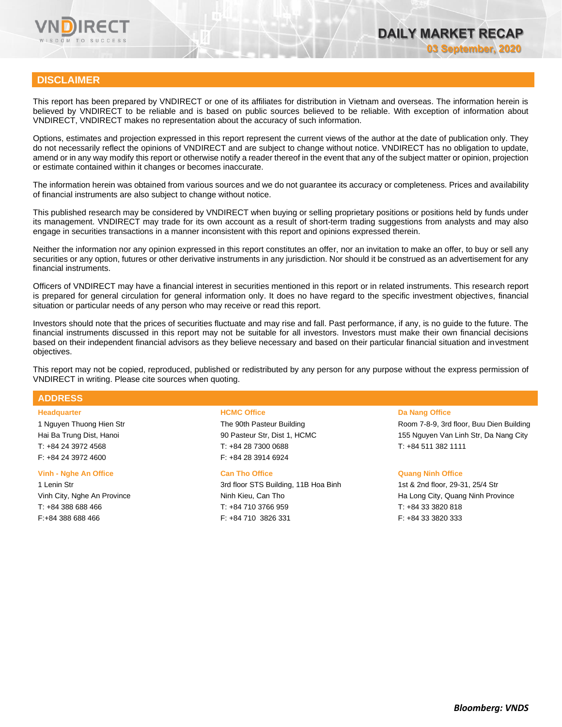## DISCLAIMER

This report has been prepared by VNDIRECT or one of its affiliates for distribution in Vietnam and overseas. The information herein is believed by VNDIRECT to be reliable and is based on public sources believed to be reliable. With exception of information about VNDIRECT, VNDIRECT makes no representation about the accuracy of such information.

Options, estimates and projection expressed in this report represent the current views of the author at the date of publication only. They do not necessarily reflect the opinions of VNDIRECT and are subject to change without notice. VNDIRECT has no obligation to update, amend or in any way modify this report or otherwise notify a reader thereof in the event that any of the subject matter or opinion, projection or estimate contained within it changes or becomes inaccurate.

The information herein was obtained from various sources and we do not guarantee its accuracy or completeness. Prices and availability of financial instruments are also subject to change without notice.

This published research may be considered by VNDIRECT when buying or selling proprietary positions or positions held by funds under its management. VNDIRECT may trade for its own account as a result of short-term trading suggestions from analysts and may also engage in securities transactions in a manner inconsistent with this report and opinions expressed therein.

Neither the information nor any opinion expressed in this report constitutes an offer, nor an invitation to make an offer, to buy or sell any securities or any option, futures or other derivative instruments in any jurisdiction. Nor should it be construed as an advertisement for any financial instruments.

Officers of VNDIRECT may have a financial interest in securities mentioned in this report or in related instruments. This research report is prepared for general circulation for general information only. It does no have regard to the specific investment objectives, financial situation or particular needs of any person who may receive or read this report.

Investors should note that the prices of securities fluctuate and may rise and fall. Past performance, if any, is no guide to the future. The financial instruments discussed in this report may not be suitable for all investors. Investors must make their own financial decisions based on their independent financial advisors as they believe necessary and based on their particular financial situation and investment objectives.

This report may not be copied, reproduced, published or redistributed by any person for any purpose without the express permission of VNDIRECT in writing. Please cite sources when quoting.

## ADDRESS

**Headquarter**
1 Nguyen Thuong Hien Str
Hai Ba Trung Dist, Hanoi
T: +84 24 3972 4568
F: +84 24 3972 4600

**HCMC Office**
The 90th Pasteur Building
90 Pasteur Str, Dist 1, HCMC
T: +84 28 7300 0688
F: +84 28 3914 6924

**Da Nang Office**
Room 7-8-9, 3rd floor, Buu Dien Building
155 Nguyen Van Linh Str, Da Nang City
T: +84 511 382 1111

**Vinh - Nghe An Office**
1 Lenin Str
Vinh City, Nghe An Province
T: +84 388 688 466
F:+84 388 688 466

**Can Tho Office**
3rd floor STS Building, 11B Hoa Binh
Ninh Kieu, Can Tho
T: +84 710 3766 959
F: +84 710 3826 331

**Quang Ninh Office**
1st & 2nd floor, 29-31, 25/4 Str
Ha Long City, Quang Ninh Province
T: +84 33 3820 818
F: +84 33 3820 333

***Bloomberg: VNDS***